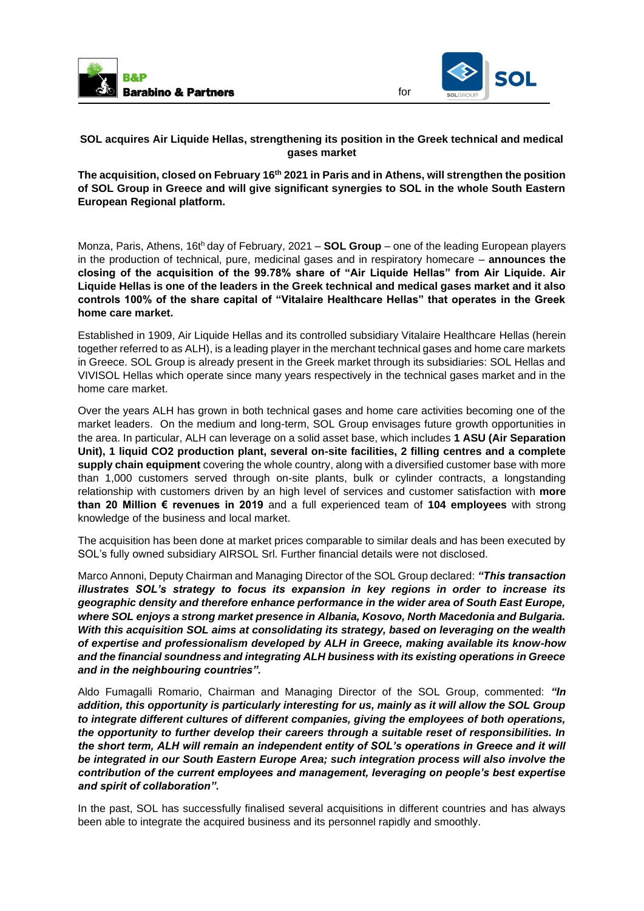B&P Barabino & Partners for SOL

**SOL acquires Air Liquide Hellas, strengthening its position in the Greek technical and medical gases market**

**The acquisition, closed on February 16th 2021 in Paris and in Athens, will strengthen the position of SOL Group in Greece and will give significant synergies to SOL in the whole South Eastern European Regional platform.**

Monza, Paris, Athens, 16th day of February, 2021 – **SOL Group** – one of the leading European players in the production of technical, pure, medicinal gases and in respiratory homecare – **announces the closing of the acquisition of the 99.78% share of "Air Liquide Hellas" from Air Liquide. Air Liquide Hellas is one of the leaders in the Greek technical and medical gases market and it also controls 100% of the share capital of "Vitalaire Healthcare Hellas" that operates in the Greek home care market.**

Established in 1909, Air Liquide Hellas and its controlled subsidiary Vitalaire Healthcare Hellas (herein together referred to as ALH), is a leading player in the merchant technical gases and home care markets in Greece. SOL Group is already present in the Greek market through its subsidiaries: SOL Hellas and VIVISOL Hellas which operate since many years respectively in the technical gases market and in the home care market.

Over the years ALH has grown in both technical gases and home care activities becoming one of the market leaders. On the medium and long-term, SOL Group envisages future growth opportunities in the area. In particular, ALH can leverage on a solid asset base, which includes **1 ASU (Air Separation Unit), 1 liquid CO2 production plant, several on-site facilities, 2 filling centres and a complete supply chain equipment** covering the whole country, along with a diversified customer base with more than 1,000 customers served through on-site plants, bulk or cylinder contracts, a longstanding relationship with customers driven by an high level of services and customer satisfaction with **more than 20 Million € revenues in 2019** and a full experienced team of **104 employees** with strong knowledge of the business and local market.

The acquisition has been done at market prices comparable to similar deals and has been executed by SOL's fully owned subsidiary AIRSOL Srl. Further financial details were not disclosed.

Marco Annoni, Deputy Chairman and Managing Director of the SOL Group declared: ***"This transaction illustrates SOL's strategy to focus its expansion in key regions in order to increase its geographic density and therefore enhance performance in the wider area of South East Europe, where SOL enjoys a strong market presence in Albania, Kosovo, North Macedonia and Bulgaria. With this acquisition SOL aims at consolidating its strategy, based on leveraging on the wealth of expertise and professionalism developed by ALH in Greece, making available its know-how and the financial soundness and integrating ALH business with its existing operations in Greece and in the neighbouring countries".***

Aldo Fumagalli Romario, Chairman and Managing Director of the SOL Group, commented: ***"In addition, this opportunity is particularly interesting for us, mainly as it will allow the SOL Group to integrate different cultures of different companies, giving the employees of both operations, the opportunity to further develop their careers through a suitable reset of responsibilities. In the short term, ALH will remain an independent entity of SOL's operations in Greece and it will be integrated in our South Eastern Europe Area; such integration process will also involve the contribution of the current employees and management, leveraging on people's best expertise and spirit of collaboration".***

In the past, SOL has successfully finalised several acquisitions in different countries and has always been able to integrate the acquired business and its personnel rapidly and smoothly.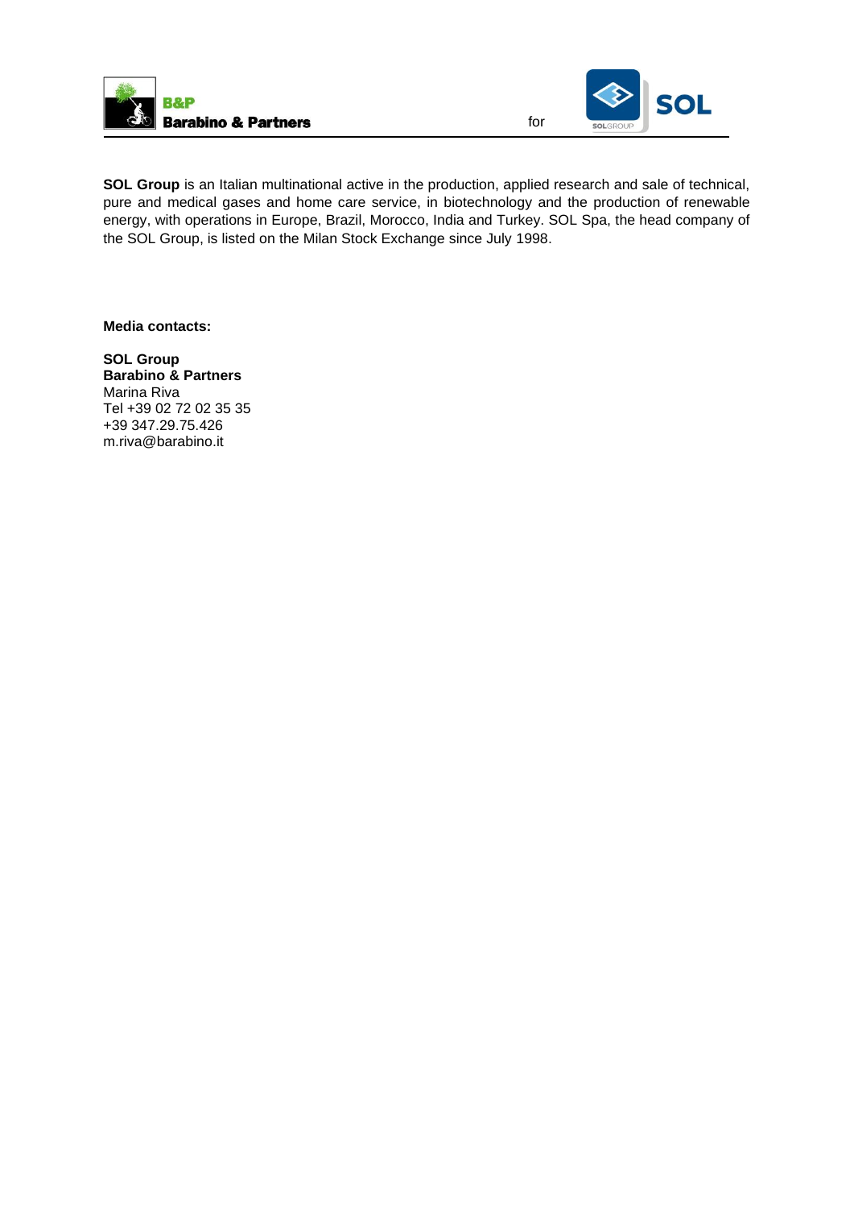**SOL Group** is an Italian multinational active in the production, applied research and sale of technical, pure and medical gases and home care service, in biotechnology and the production of renewable energy, with operations in Europe, Brazil, Morocco, India and Turkey. SOL Spa, the head company of the SOL Group, is listed on the Milan Stock Exchange since July 1998.

**Media contacts:**

**SOL Group**
**Barabino & Partners**
Marina Riva
Tel +39 02 72 02 35 35
+39 347.29.75.426
m.riva@barabino.it